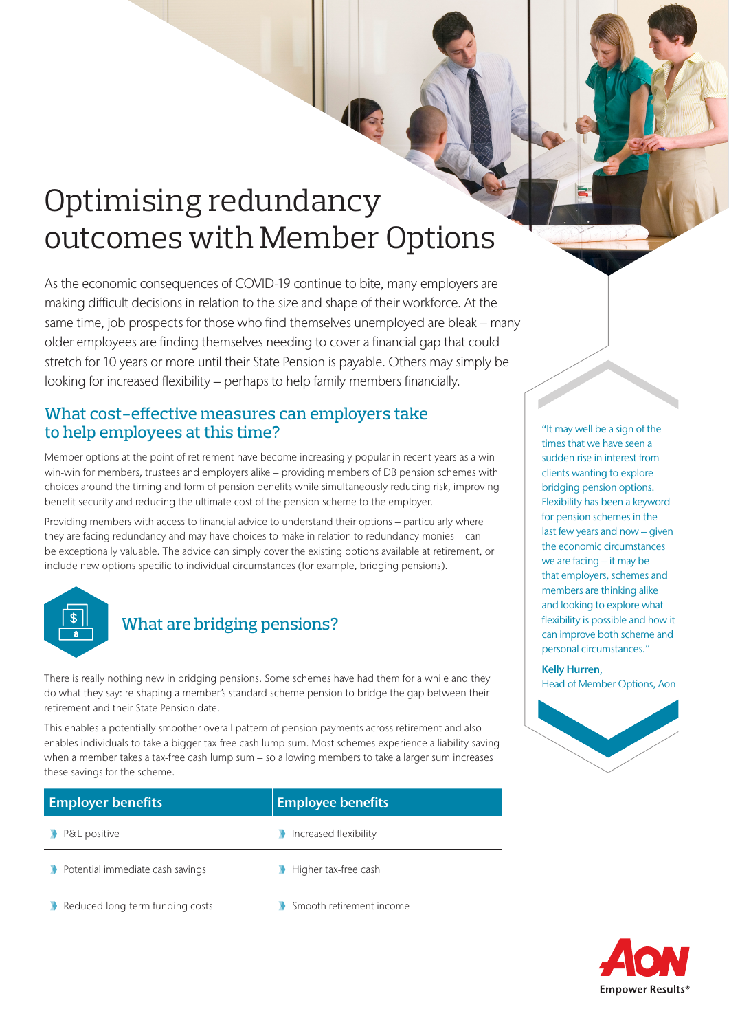# Optimising redundancy outcomes with Member Options

As the economic consequences of COVID-19 continue to bite, many employers are making difficult decisions in relation to the size and shape of their workforce. At the same time, job prospects for those who find themselves unemployed are bleak – many older employees are finding themselves needing to cover a financial gap that could stretch for 10 years or more until their State Pension is payable. Others may simply be looking for increased flexibility – perhaps to help family members financially.

## What cost-effective measures can employers take to help employees at this time?

Member options at the point of retirement have become increasingly popular in recent years as a win-win-win for members, trustees and employers alike – providing members of DB pension schemes with choices around the timing and form of pension benefits while simultaneously reducing risk, improving benefit security and reducing the ultimate cost of the pension scheme to the employer.

Providing members with access to financial advice to understand their options – particularly where they are facing redundancy and may have choices to make in relation to redundancy monies – can be exceptionally valuable. The advice can simply cover the existing options available at retirement, or include new options specific to individual circumstances (for example, bridging pensions).

> "It may well be a sign of the times that we have seen a sudden rise in interest from clients wanting to explore bridging pension options. Flexibility has been a keyword for pension schemes in the last few years and now – given the economic circumstances we are facing – it may be that employers, schemes and members are thinking alike and looking to explore what flexibility is possible and how it can improve both scheme and personal circumstances."
>
> **Kelly Hurren**, Head of Member Options, Aon

## What are bridging pensions?

There is really nothing new in bridging pensions. Some schemes have had them for a while and they do what they say: re-shaping a member's standard scheme pension to bridge the gap between their retirement and their State Pension date.

This enables a potentially smoother overall pattern of pension payments across retirement and also enables individuals to take a bigger tax-free cash lump sum. Most schemes experience a liability saving when a member takes a tax-free cash lump sum – so allowing members to take a larger sum increases these savings for the scheme.

| Employer benefits | Employee benefits |
|---|---|
| P&L positive | Increased flexibility |
| Potential immediate cash savings | Higher tax-free cash |
| Reduced long-term funding costs | Smooth retirement income |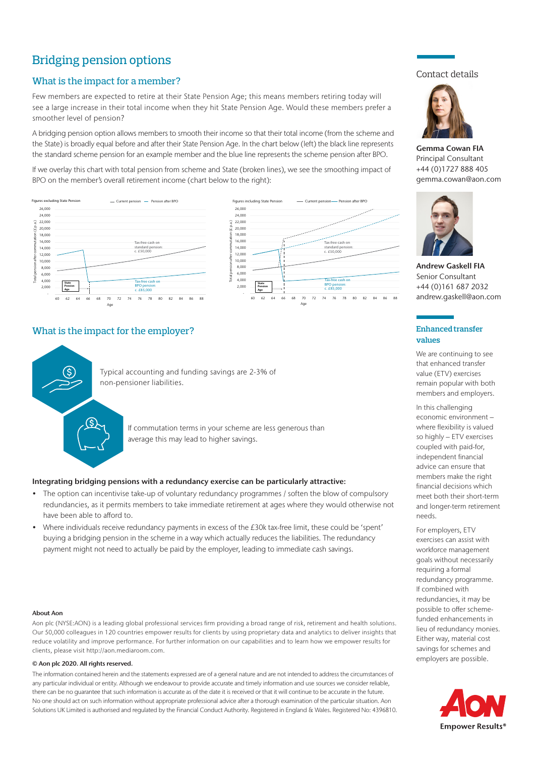# Bridging pension options

## What is the impact for a member?

Few members are expected to retire at their State Pension Age; this means members retiring today will see a large increase in their total income when they hit State Pension Age. Would these members prefer a smoother level of pension?

A bridging pension option allows members to smooth their income so that their total income (from the scheme and the State) is broadly equal before and after their State Pension Age. In the chart below (left) the black line represents the standard scheme pension for an example member and the blue line represents the scheme pension after BPO.

If we overlay this chart with total pension from scheme and State (broken lines), we see the smoothing impact of BPO on the member's overall retirement income (chart below to the right):

Figures excluding State Pension

— Current pension — Pension after BPO

Total pension after commutation (£ p.a.)

26,000
24,000
22,000
20,000
18,000
16,000
14,000
12,000
10,000
8,000
6,000
4,000
2,000
-

Tax-free cash on standard pension: c. £50,000

Tax-free cash on BPO pension: c. £85,000

State Pension Age

60 62 64 66 68 70 72 74 76 78 80 82 84 86 88

Age

Figures including State Pension

— Current pension — Pension after BPO

Total pension after commutation (£ p.a.)

26,000
24,000
22,000
20,000
18,000
16,000
14,000
12,000
10,000
8,000
6,000
4,000
2,000
-

Tax-free cash on standard pension: c. £50,000

Tax-free cash on BPO pension: c. £85,000

State Pension Age

60 62 64 66 68 70 72 74 76 78 80 82 84 86 88

Age

## What is the impact for the employer?

Typical accounting and funding savings are 2-3% of non-pensioner liabilities.

If commutation terms in your scheme are less generous than average this may lead to higher savings.

**Integrating bridging pensions with a redundancy exercise can be particularly attractive:**

- The option can incentivise take-up of voluntary redundancy programmes / soften the blow of compulsory redundancies, as it permits members to take immediate retirement at ages where they would otherwise not have been able to afford to.
- Where individuals receive redundancy payments in excess of the £30k tax-free limit, these could be 'spent' buying a bridging pension in the scheme in a way which actually reduces the liabilities. The redundancy payment might not need to actually be paid by the employer, leading to immediate cash savings.

## Contact details

**Gemma Cowan FIA**
Principal Consultant
+44 (0)1727 888 405
gemma.cowan@aon.com

**Andrew Gaskell FIA**
Senior Consultant
+44 (0)161 687 2032
andrew.gaskell@aon.com

## Enhanced transfer values

We are continuing to see that enhanced transfer value (ETV) exercises remain popular with both members and employers.

In this challenging economic environment – where flexibility is valued so highly – ETV exercises coupled with paid-for, independent financial advice can ensure that members make the right financial decisions which meet both their short-term and longer-term retirement needs.

For employers, ETV exercises can assist with workforce management goals without necessarily requiring a formal redundancy programme. If combined with redundancies, it may be possible to offer scheme-funded enhancements in lieu of redundancy monies. Either way, material cost savings for schemes and employers are possible.

**About Aon**

Aon plc (NYSE:AON) is a leading global professional services firm providing a broad range of risk, retirement and health solutions. Our 50,000 colleagues in 120 countries empower results for clients by using proprietary data and analytics to deliver insights that reduce volatility and improve performance. For further information on our capabilities and to learn how we empower results for clients, please visit http://aon.mediaroom.com.

**© Aon plc 2020. All rights reserved.**

The information contained herein and the statements expressed are of a general nature and are not intended to address the circumstances of any particular individual or entity. Although we endeavour to provide accurate and timely information and use sources we consider reliable, there can be no guarantee that such information is accurate as of the date it is received or that it will continue to be accurate in the future. No one should act on such information without appropriate professional advice after a thorough examination of the particular situation. Aon Solutions UK Limited is authorised and regulated by the Financial Conduct Authority. Registered in England & Wales. Registered No: 4396810.

AON Empower Results®